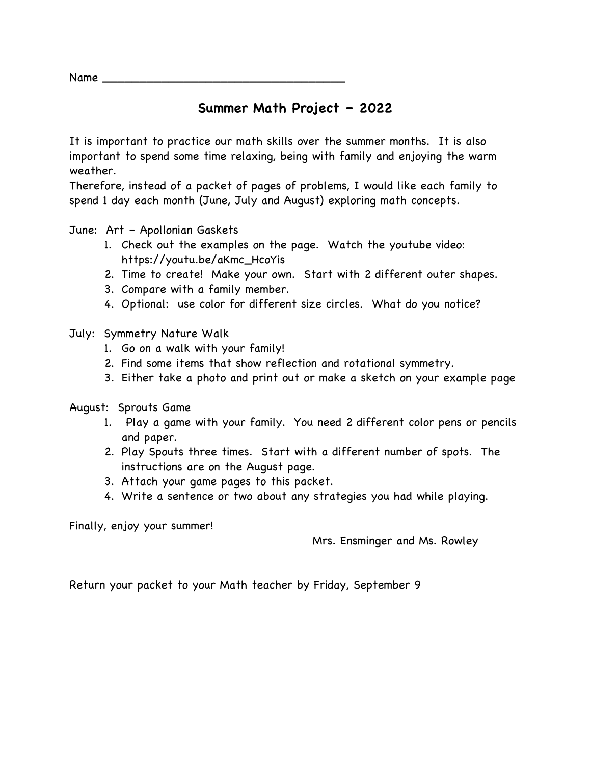Name ___________________________________

## Summer Math Project – 2022

It is important to practice our math skills over the summer months. It is also important to spend some time relaxing, being with family and enjoying the warm weather.

Therefore, instead of a packet of pages of problems, I would like each family to spend 1 day each month (June, July and August) exploring math concepts.

June: Art – Apollonian Gaskets

1. Check out the examples on the page. Watch the youtube video: https://youtu.be/aKmc_HcoYis
2. Time to create! Make your own. Start with 2 different outer shapes.
3. Compare with a family member.
4. Optional: use color for different size circles. What do you notice?

July: Symmetry Nature Walk

1. Go on a walk with your family!
2. Find some items that show reflection and rotational symmetry.
3. Either take a photo and print out or make a sketch on your example page

August: Sprouts Game

1. Play a game with your family. You need 2 different color pens or pencils and paper.
2. Play Spouts three times. Start with a different number of spots. The instructions are on the August page.
3. Attach your game pages to this packet.
4. Write a sentence or two about any strategies you had while playing.

Finally, enjoy your summer!

Mrs. Ensminger and Ms. Rowley

Return your packet to your Math teacher by Friday, September 9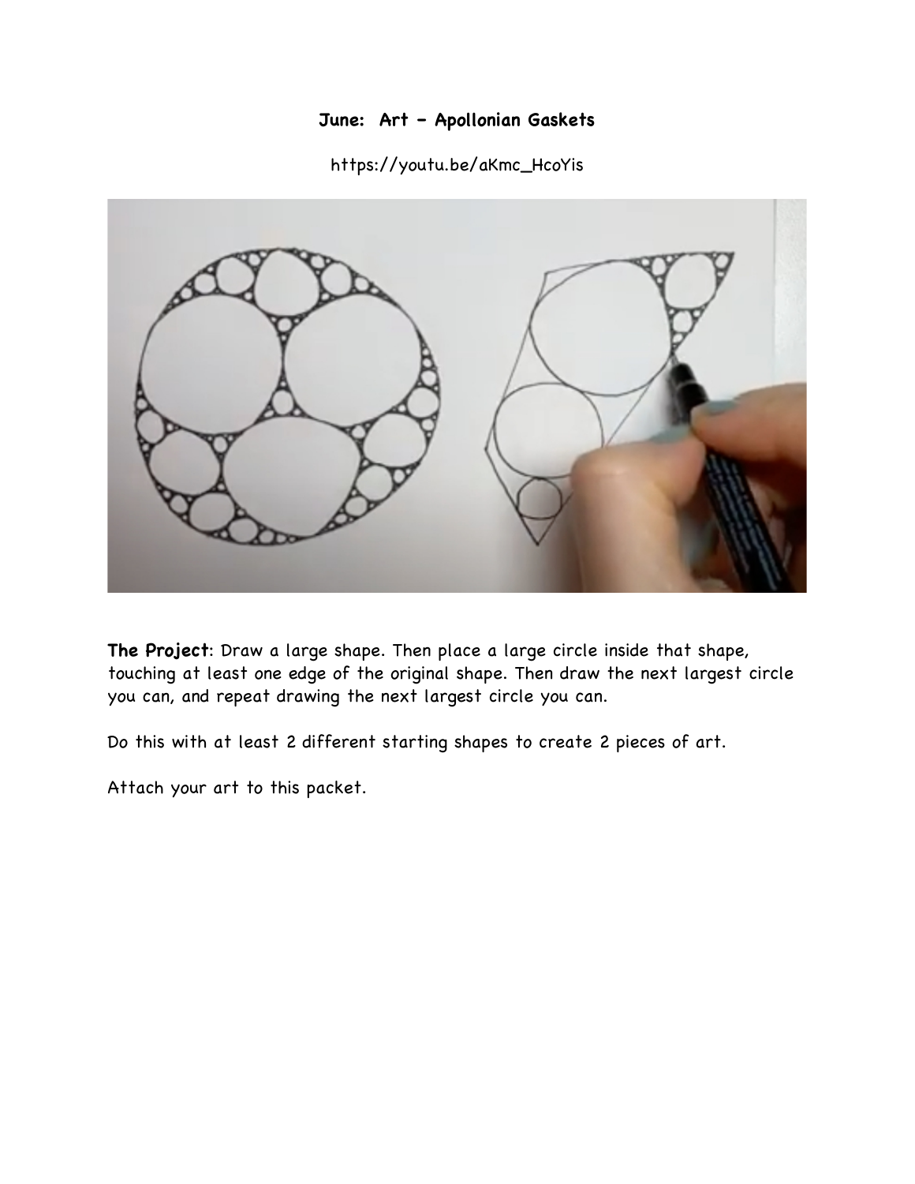**June: Art – Apollonian Gaskets**

https://youtu.be/aKmc_HcoYis

**The Project**: Draw a large shape. Then place a large circle inside that shape, touching at least one edge of the original shape. Then draw the next largest circle you can, and repeat drawing the next largest circle you can.

Do this with at least 2 different starting shapes to create 2 pieces of art.

Attach your art to this packet.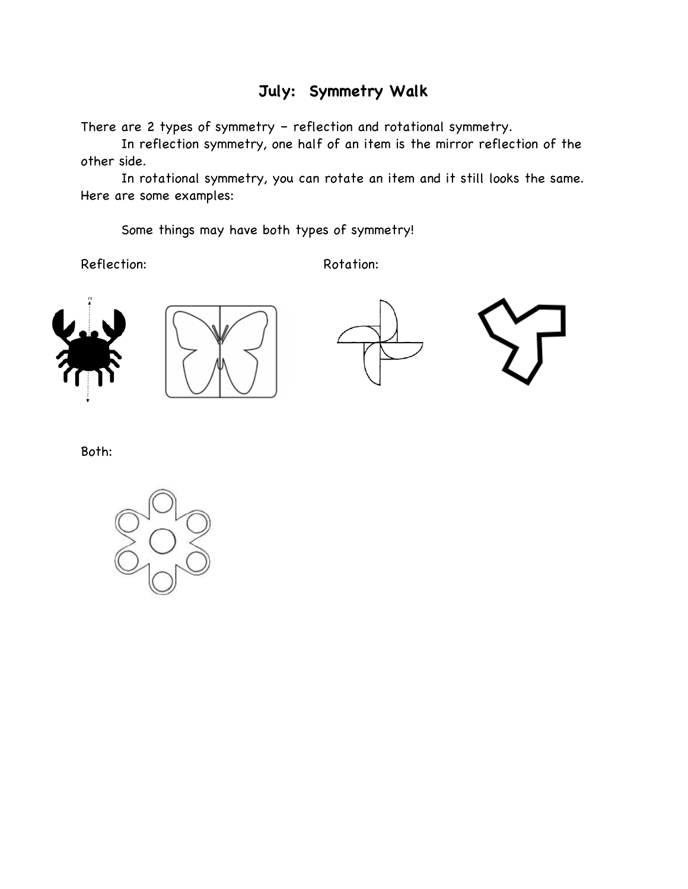# July: Symmetry Walk

There are 2 types of symmetry – reflection and rotational symmetry.

In reflection symmetry, one half of an item is the mirror reflection of the other side.

In rotational symmetry, you can rotate an item and it still looks the same. Here are some examples:

Some things may have both types of symmetry!

Reflection:

Rotation:

Both: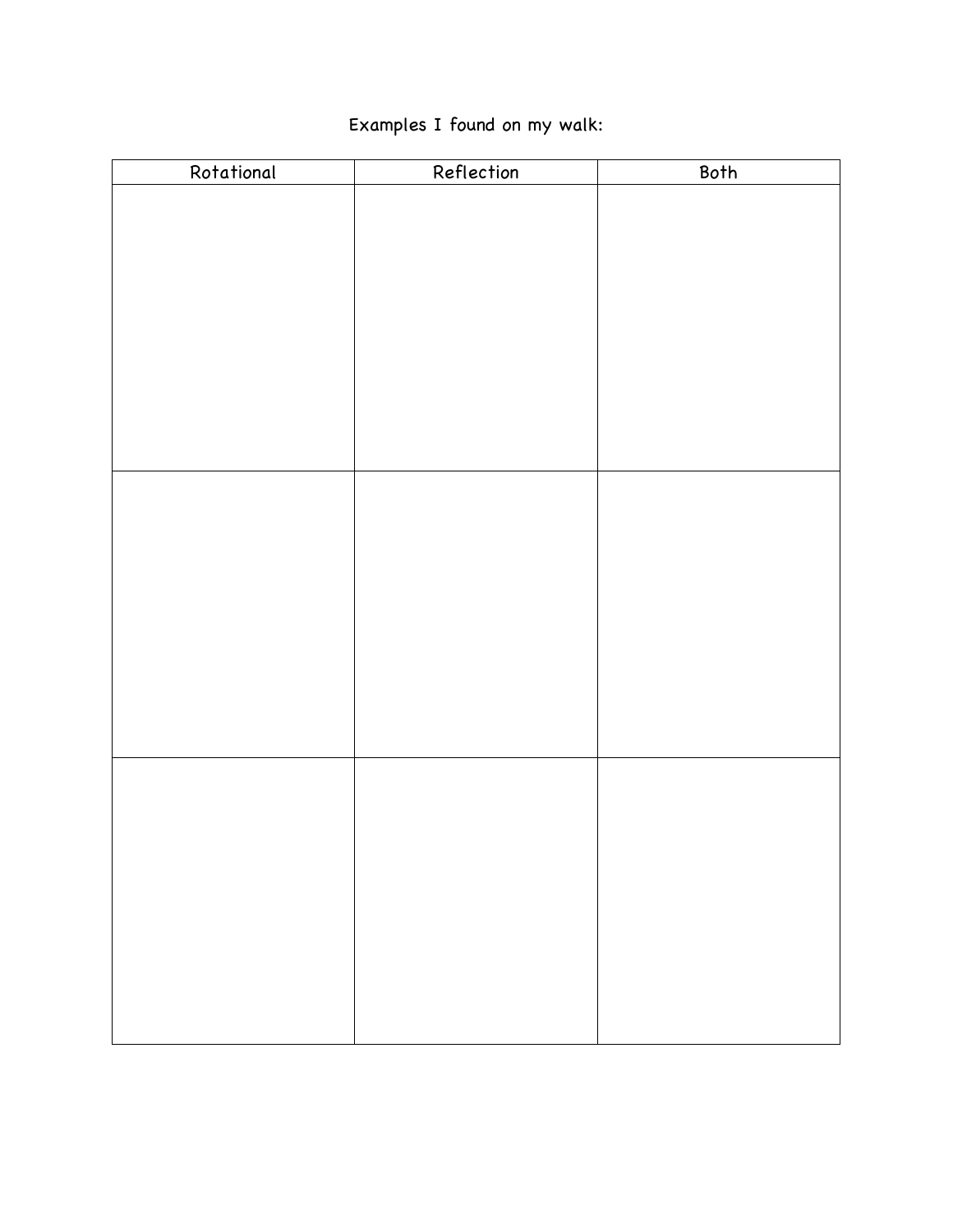Examples I found on my walk:

| Rotational | Reflection | Both |
| --- | --- | --- |
| | | |
| | | |
| | | |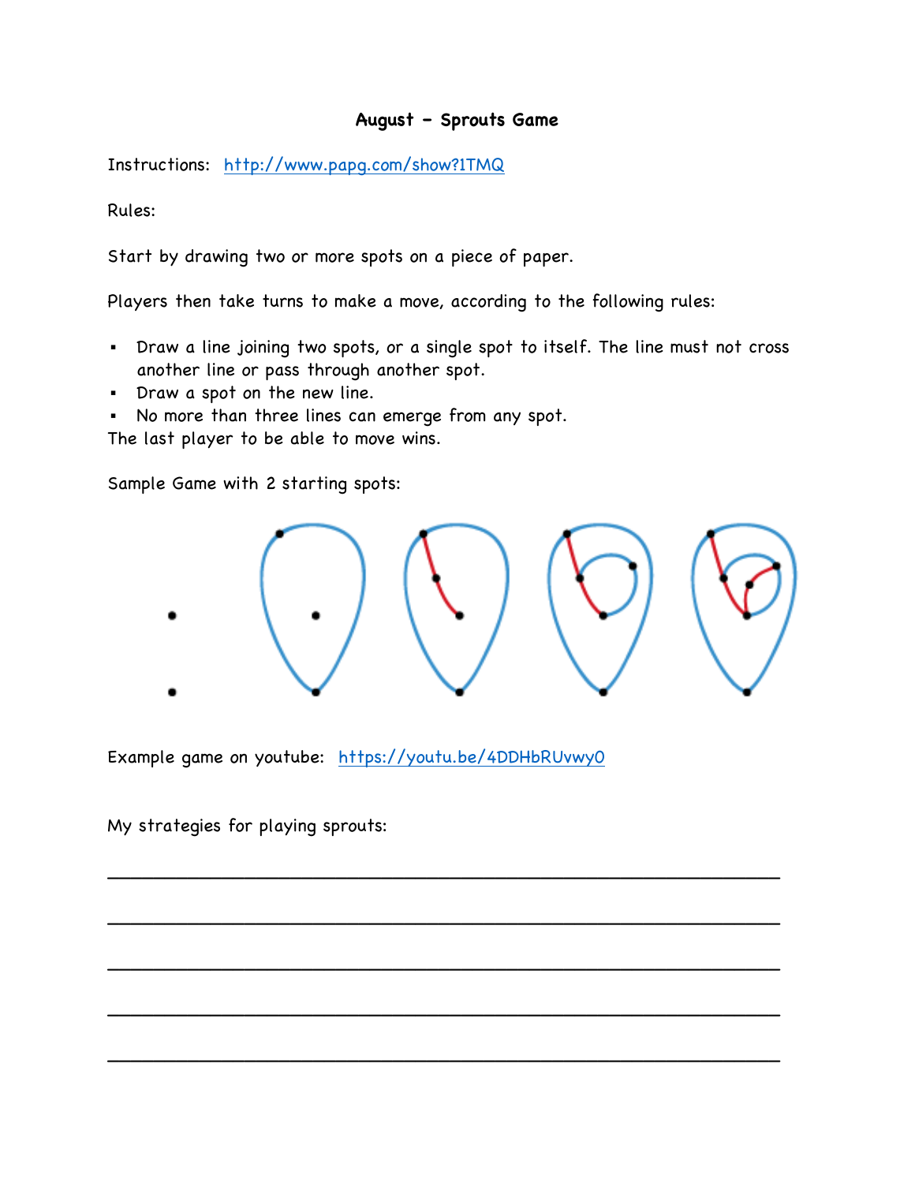# August – Sprouts Game

Instructions: [http://www.papg.com/show?1TMQ](http://www.papg.com/show?1TMQ)

Rules:

Start by drawing two or more spots on a piece of paper.

Players then take turns to make a move, according to the following rules:

- Draw a line joining two spots, or a single spot to itself. The line must not cross another line or pass through another spot.
- Draw a spot on the new line.
- No more than three lines can emerge from any spot.

The last player to be able to move wins.

Sample Game with 2 starting spots:

Example game on youtube: [https://youtu.be/4DDHbRUvwy0](https://youtu.be/4DDHbRUvwy0)

My strategies for playing sprouts:

\_\_\_\_\_\_\_\_\_\_\_\_\_\_\_\_\_\_\_\_\_\_\_\_\_\_\_\_\_\_\_\_\_\_\_\_\_\_\_\_\_\_\_\_\_\_\_\_\_\_\_\_\_\_\_\_\_\_\_\_

\_\_\_\_\_\_\_\_\_\_\_\_\_\_\_\_\_\_\_\_\_\_\_\_\_\_\_\_\_\_\_\_\_\_\_\_\_\_\_\_\_\_\_\_\_\_\_\_\_\_\_\_\_\_\_\_\_\_\_\_

\_\_\_\_\_\_\_\_\_\_\_\_\_\_\_\_\_\_\_\_\_\_\_\_\_\_\_\_\_\_\_\_\_\_\_\_\_\_\_\_\_\_\_\_\_\_\_\_\_\_\_\_\_\_\_\_\_\_\_\_

\_\_\_\_\_\_\_\_\_\_\_\_\_\_\_\_\_\_\_\_\_\_\_\_\_\_\_\_\_\_\_\_\_\_\_\_\_\_\_\_\_\_\_\_\_\_\_\_\_\_\_\_\_\_\_\_\_\_\_\_

\_\_\_\_\_\_\_\_\_\_\_\_\_\_\_\_\_\_\_\_\_\_\_\_\_\_\_\_\_\_\_\_\_\_\_\_\_\_\_\_\_\_\_\_\_\_\_\_\_\_\_\_\_\_\_\_\_\_\_\_